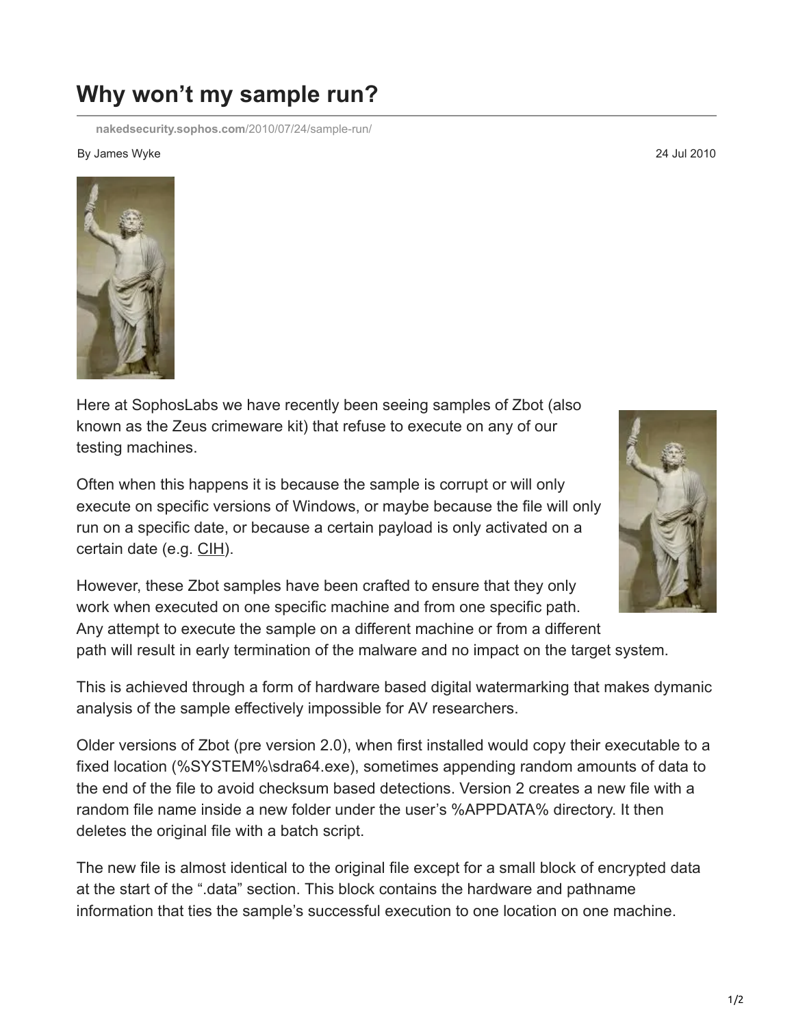# Why won't my sample run?

nakedsecurity.sophos.com/2010/07/24/sample-run/

By James Wyke

24 Jul 2010

Here at SophosLabs we have recently been seeing samples of Zbot (also known as the Zeus crimeware kit) that refuse to execute on any of our testing machines.

Often when this happens it is because the sample is corrupt or will only execute on specific versions of Windows, or maybe because the file will only run on a specific date, or because a certain payload is only activated on a certain date (e.g. CIH).

However, these Zbot samples have been crafted to ensure that they only work when executed on one specific machine and from one specific path. Any attempt to execute the sample on a different machine or from a different path will result in early termination of the malware and no impact on the target system.

This is achieved through a form of hardware based digital watermarking that makes dymanic analysis of the sample effectively impossible for AV researchers.

Older versions of Zbot (pre version 2.0), when first installed would copy their executable to a fixed location (%SYSTEM%\sdra64.exe), sometimes appending random amounts of data to the end of the file to avoid checksum based detections. Version 2 creates a new file with a random file name inside a new folder under the user's %APPDATA% directory. It then deletes the original file with a batch script.

The new file is almost identical to the original file except for a small block of encrypted data at the start of the ".data" section. This block contains the hardware and pathname information that ties the sample's successful execution to one location on one machine.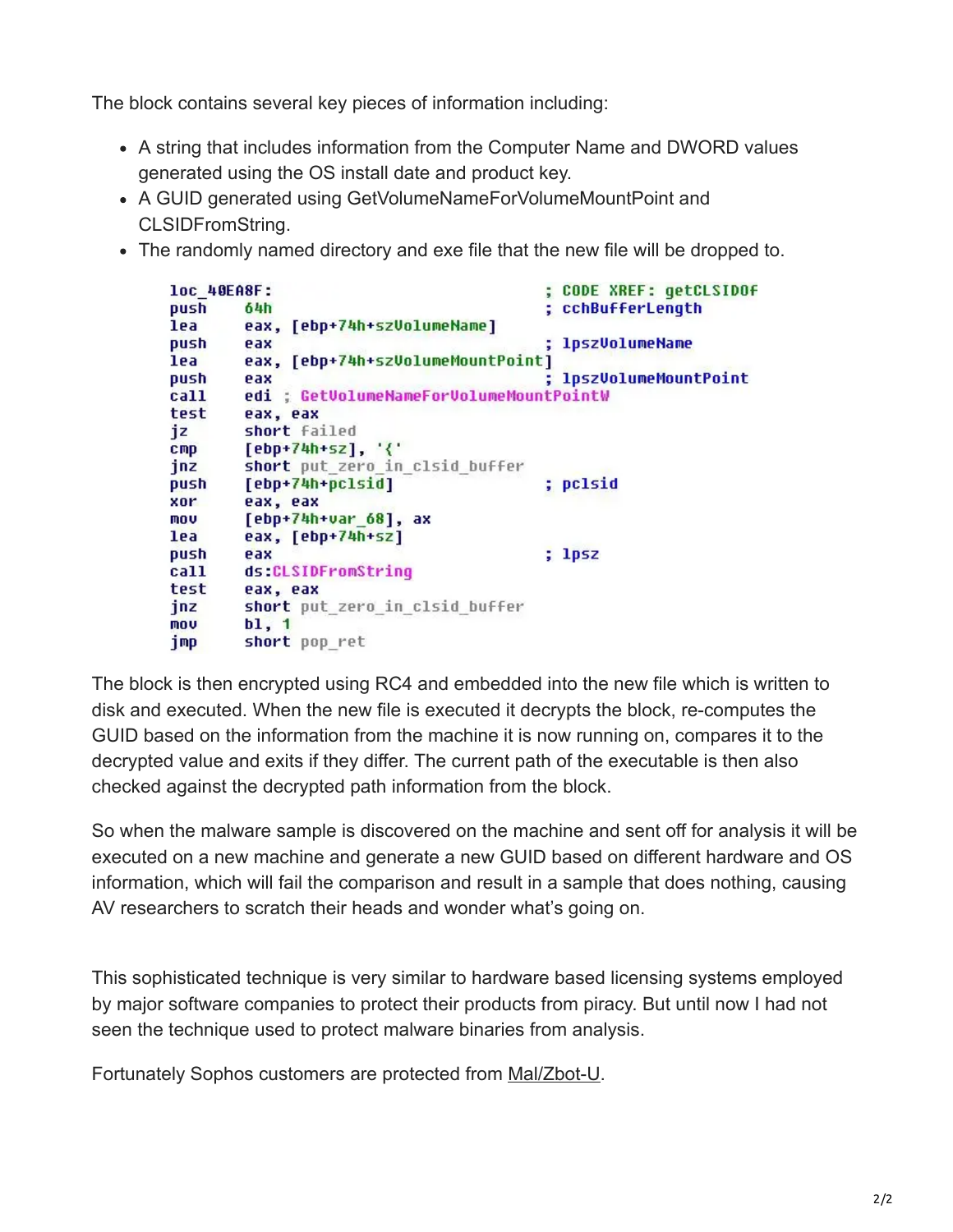The block contains several key pieces of information including:

- A string that includes information from the Computer Name and DWORD values generated using the OS install date and product key.
- A GUID generated using GetVolumeNameForVolumeMountPoint and CLSIDFromString.
- The randomly named directory and exe file that the new file will be dropped to.

```
loc_40EA8F:                             ; CODE XREF: getCLSIDOf
push    64h                             ; cchBufferLength
lea     eax, [ebp+74h+szVolumeName]
push    eax                             ; lpszVolumeName
lea     eax, [ebp+74h+szVolumeMountPoint]
push    eax                             ; lpszVolumeMountPoint
call    edi ; GetVolumeNameForVolumeMountPointW
test    eax, eax
jz      short failed
cmp     [ebp+74h+sz], '{'
jnz     short put_zero_in_clsid_buffer
push    [ebp+74h+pclsid]                ; pclsid
xor     eax, eax
mov     [ebp+74h+var_68], ax
lea     eax, [ebp+74h+sz]
push    eax                             ; lpsz
call    ds:CLSIDFromString
test    eax, eax
jnz     short put_zero_in_clsid_buffer
mov     bl, 1
jmp     short pop_ret
```

The block is then encrypted using RC4 and embedded into the new file which is written to disk and executed. When the new file is executed it decrypts the block, re-computes the GUID based on the information from the machine it is now running on, compares it to the decrypted value and exits if they differ. The current path of the executable is then also checked against the decrypted path information from the block.

So when the malware sample is discovered on the machine and sent off for analysis it will be executed on a new machine and generate a new GUID based on different hardware and OS information, which will fail the comparison and result in a sample that does nothing, causing AV researchers to scratch their heads and wonder what's going on.

This sophisticated technique is very similar to hardware based licensing systems employed by major software companies to protect their products from piracy. But until now I had not seen the technique used to protect malware binaries from analysis.

Fortunately Sophos customers are protected from Mal/Zbot-U.